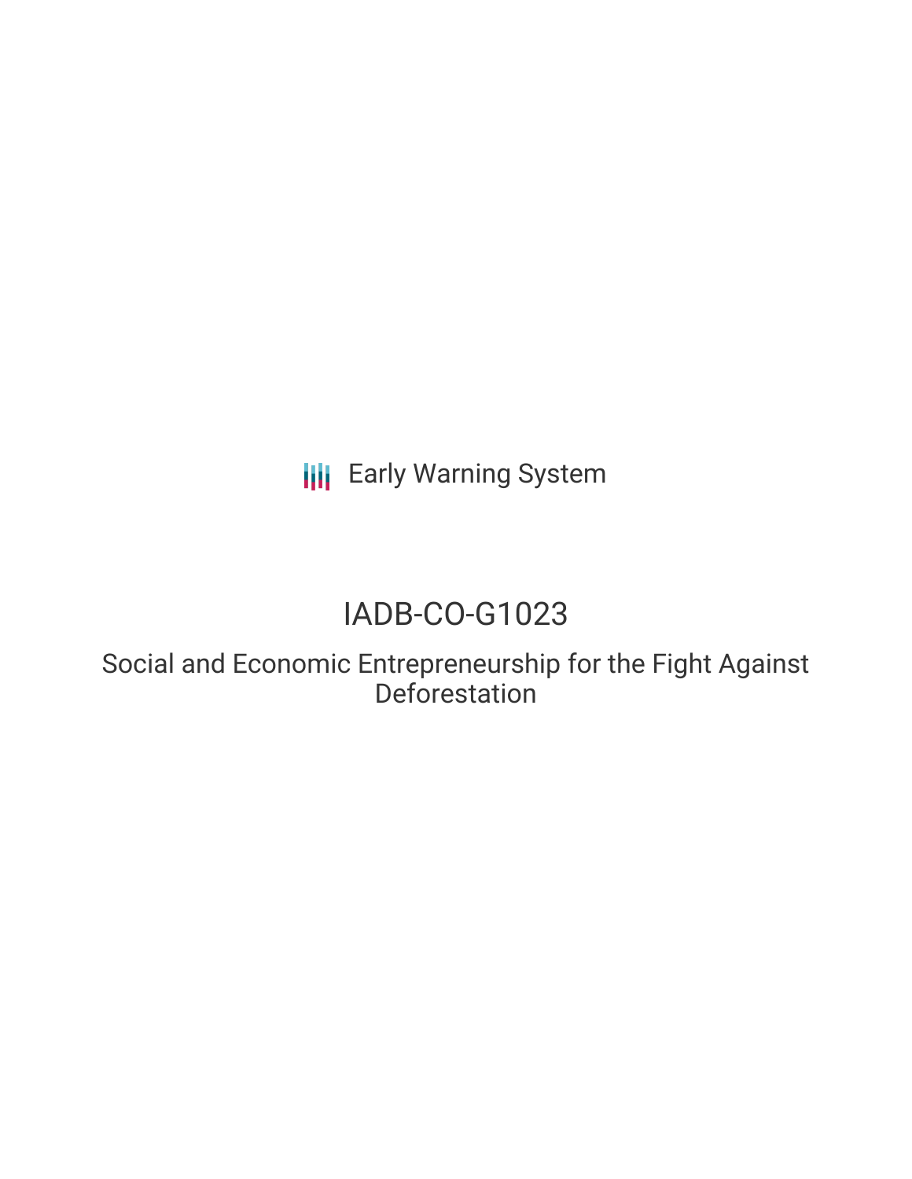Early Warning System

# IADB-CO-G1023

## Social and Economic Entrepreneurship for the Fight Against Deforestation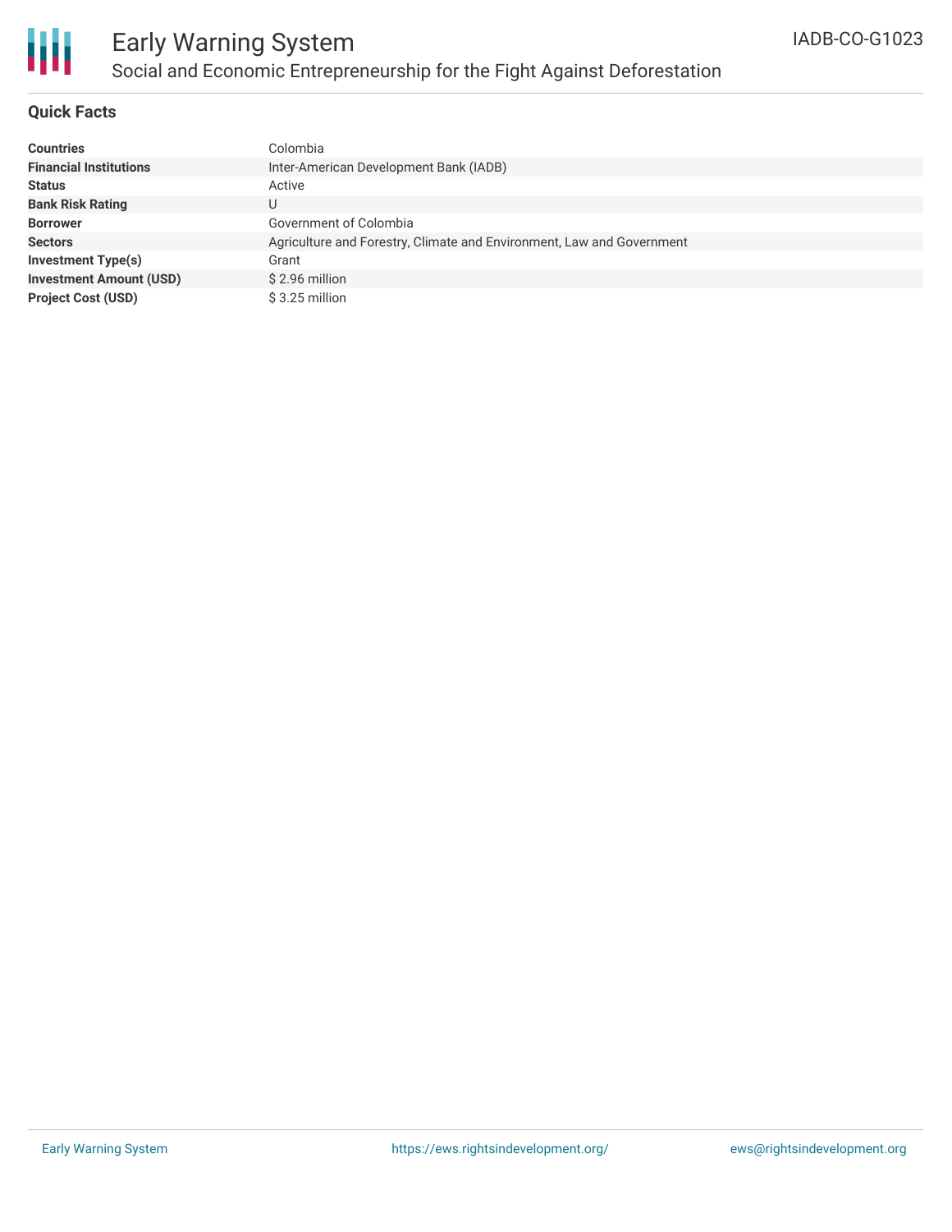# Early Warning System

## Social and Economic Entrepreneurship for the Fight Against Deforestation

IADB-CO-G1023

### Quick Facts

| | |
|---|---|
| **Countries** | Colombia |
| **Financial Institutions** | Inter-American Development Bank (IADB) |
| **Status** | Active |
| **Bank Risk Rating** | U |
| **Borrower** | Government of Colombia |
| **Sectors** | Agriculture and Forestry, Climate and Environment, Law and Government |
| **Investment Type(s)** | Grant |
| **Investment Amount (USD)** | $ 2.96 million |
| **Project Cost (USD)** | $ 3.25 million |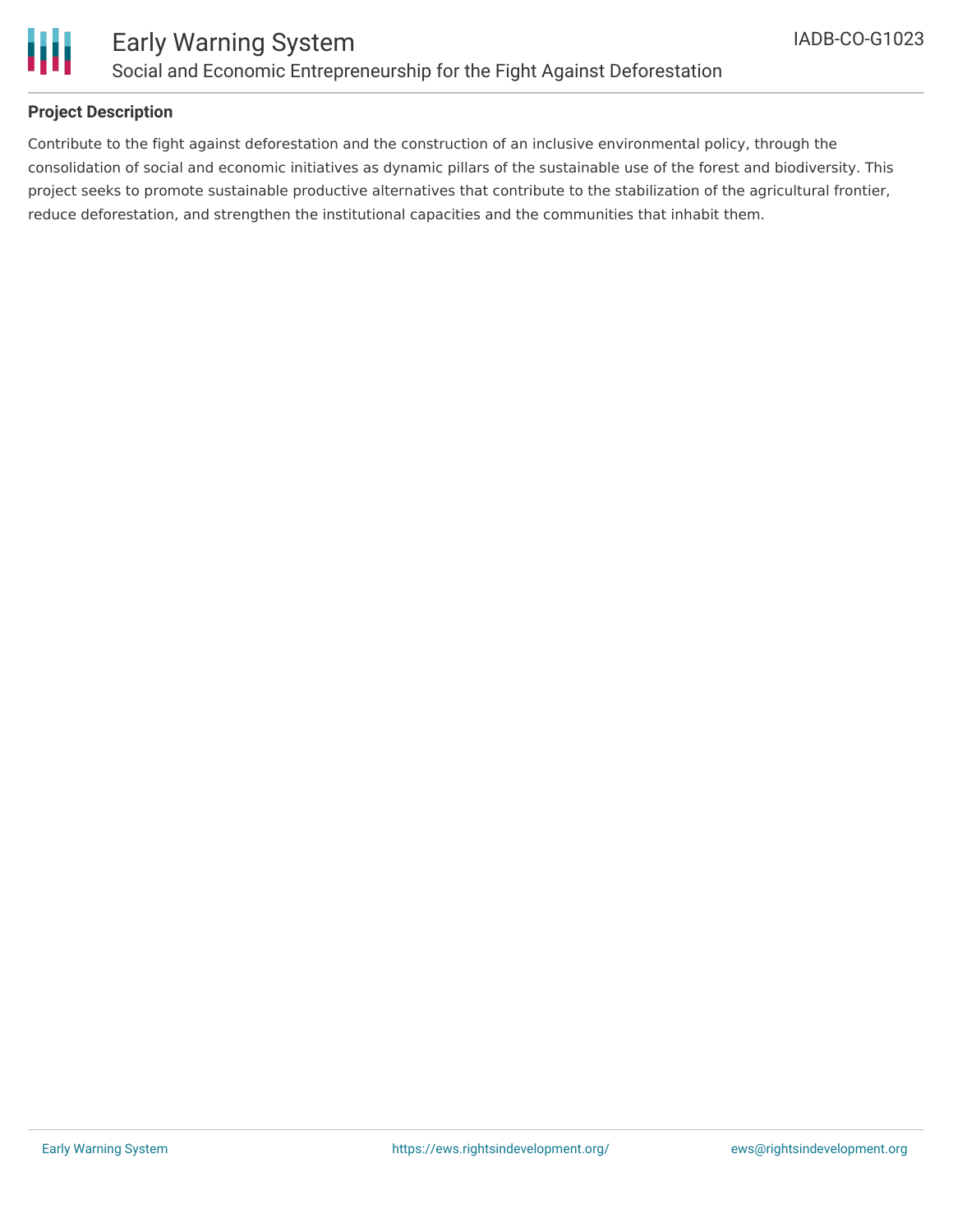**Project Description**

Contribute to the fight against deforestation and the construction of an inclusive environmental policy, through the consolidation of social and economic initiatives as dynamic pillars of the sustainable use of the forest and biodiversity. This project seeks to promote sustainable productive alternatives that contribute to the stabilization of the agricultural frontier, reduce deforestation, and strengthen the institutional capacities and the communities that inhabit them.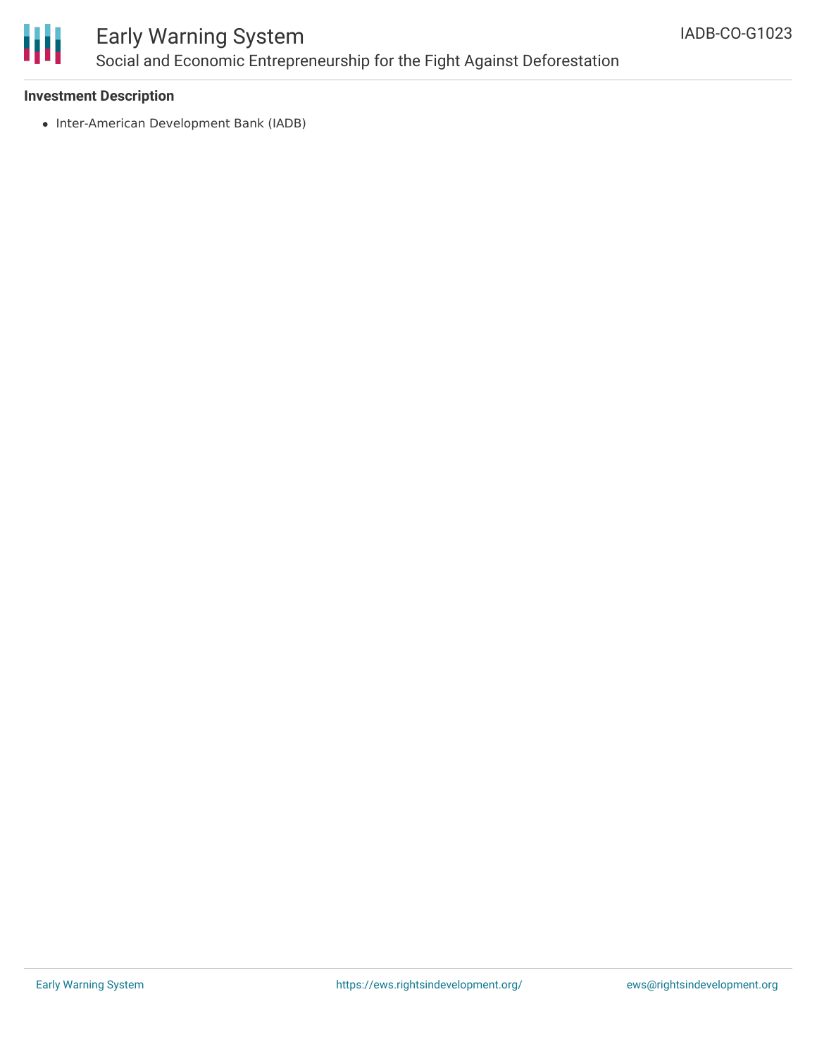**Investment Description**

- Inter-American Development Bank (IADB)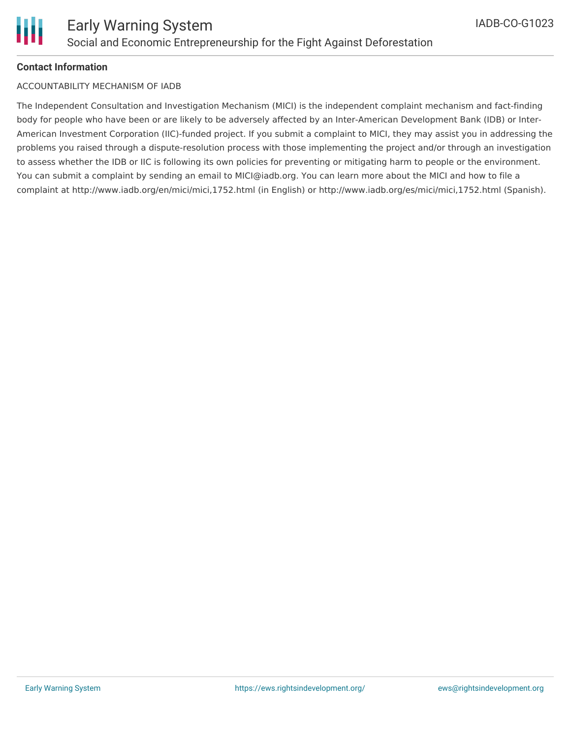**Contact Information**

ACCOUNTABILITY MECHANISM OF IADB

The Independent Consultation and Investigation Mechanism (MICI) is the independent complaint mechanism and fact-finding body for people who have been or are likely to be adversely affected by an Inter-American Development Bank (IDB) or Inter-American Investment Corporation (IIC)-funded project. If you submit a complaint to MICI, they may assist you in addressing the problems you raised through a dispute-resolution process with those implementing the project and/or through an investigation to assess whether the IDB or IIC is following its own policies for preventing or mitigating harm to people or the environment. You can submit a complaint by sending an email to MICI@iadb.org. You can learn more about the MICI and how to file a complaint at http://www.iadb.org/en/mici/mici,1752.html (in English) or http://www.iadb.org/es/mici/mici,1752.html (Spanish).